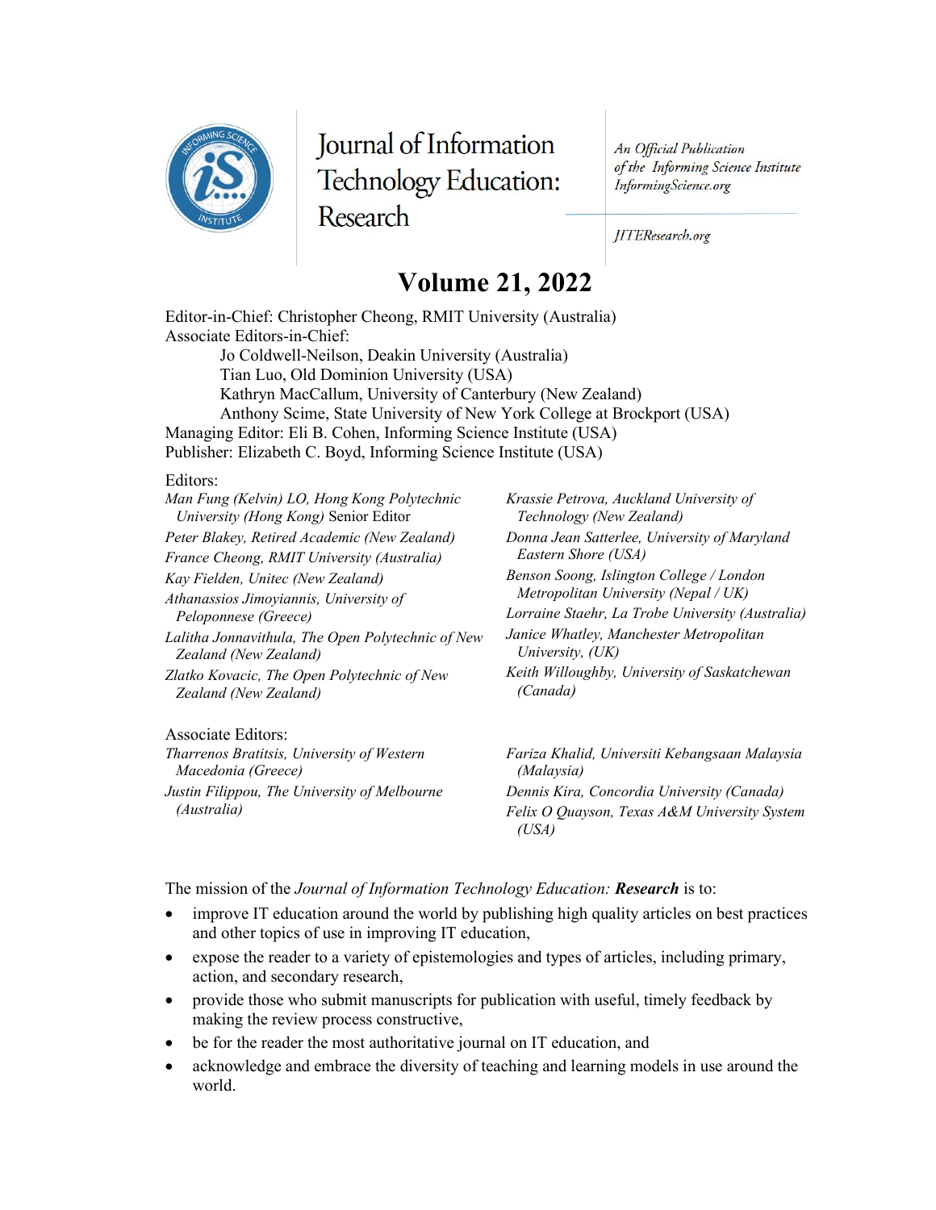# Journal of Information Technology Education: Research

*An Official Publication of the Informing Science Institute*
*InformingScience.org*

*JITEResearch.org*

## Volume 21, 2022

Editor-in-Chief: Christopher Cheong, RMIT University (Australia)
Associate Editors-in-Chief:
- Jo Coldwell-Neilson, Deakin University (Australia)
- Tian Luo, Old Dominion University (USA)
- Kathryn MacCallum, University of Canterbury (New Zealand)
- Anthony Scime, State University of New York College at Brockport (USA)

Managing Editor: Eli B. Cohen, Informing Science Institute (USA)
Publisher: Elizabeth C. Boyd, Informing Science Institute (USA)

Editors:

*Man Fung (Kelvin) LO, Hong Kong Polytechnic University (Hong Kong)* Senior Editor
*Peter Blakey, Retired Academic (New Zealand)*
*France Cheong, RMIT University (Australia)*
*Kay Fielden, Unitec (New Zealand)*
*Athanassios Jimoyiannis, University of Peloponnese (Greece)*
*Lalitha Jonnavithula, The Open Polytechnic of New Zealand (New Zealand)*
*Zlatko Kovacic, The Open Polytechnic of New Zealand (New Zealand)*
*Krassie Petrova, Auckland University of Technology (New Zealand)*
*Donna Jean Satterlee, University of Maryland Eastern Shore (USA)*
*Benson Soong, Islington College / London Metropolitan University (Nepal / UK)*
*Lorraine Staehr, La Trobe University (Australia)*
*Janice Whatley, Manchester Metropolitan University, (UK)*
*Keith Willoughby, University of Saskatchewan (Canada)*

Associate Editors:

*Tharrenos Bratitsis, University of Western Macedonia (Greece)*
*Justin Filippou, The University of Melbourne (Australia)*
*Fariza Khalid, Universiti Kebangsaan Malaysia (Malaysia)*
*Dennis Kira, Concordia University (Canada)*
*Felix O Quayson, Texas A&M University System (USA)*

The mission of the *Journal of Information Technology Education:* ***Research*** is to:

- improve IT education around the world by publishing high quality articles on best practices and other topics of use in improving IT education,
- expose the reader to a variety of epistemologies and types of articles, including primary, action, and secondary research,
- provide those who submit manuscripts for publication with useful, timely feedback by making the review process constructive,
- be for the reader the most authoritative journal on IT education, and
- acknowledge and embrace the diversity of teaching and learning models in use around the world.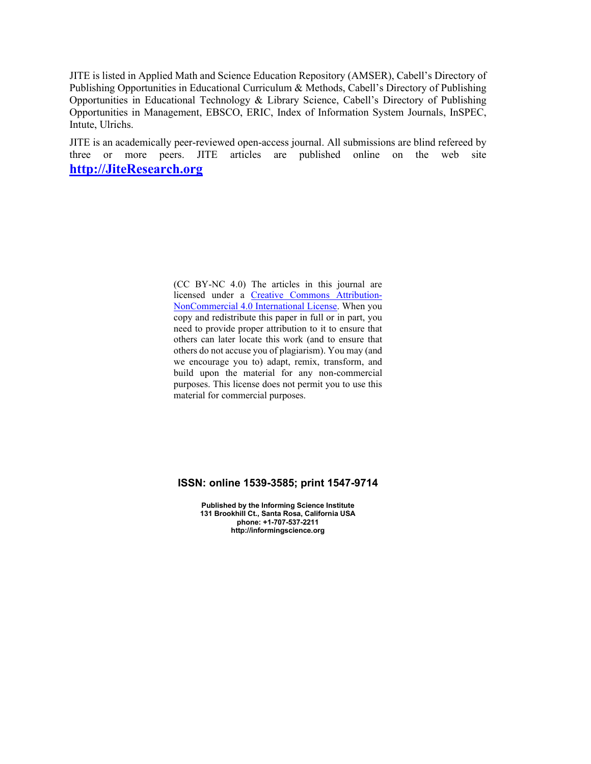JITE is listed in Applied Math and Science Education Repository (AMSER), Cabell's Directory of Publishing Opportunities in Educational Curriculum & Methods, Cabell's Directory of Publishing Opportunities in Educational Technology & Library Science, Cabell's Directory of Publishing Opportunities in Management, EBSCO, ERIC, Index of Information System Journals, InSPEC, Intute, Ulrichs.

JITE is an academically peer-reviewed open-access journal. All submissions are blind refereed by three or more peers. JITE articles are published online on the web site **http://JiteResearch.org**

(CC BY-NC 4.0) The articles in this journal are licensed under a Creative Commons Attribution-NonCommercial 4.0 International License. When you copy and redistribute this paper in full or in part, you need to provide proper attribution to it to ensure that others can later locate this work (and to ensure that others do not accuse you of plagiarism). You may (and we encourage you to) adapt, remix, transform, and build upon the material for any non-commercial purposes. This license does not permit you to use this material for commercial purposes.

**ISSN: online 1539-3585; print 1547-9714**

**Published by the Informing Science Institute**
**131 Brookhill Ct., Santa Rosa, California USA**
**phone: +1-707-537-2211**
**http://informingscience.org**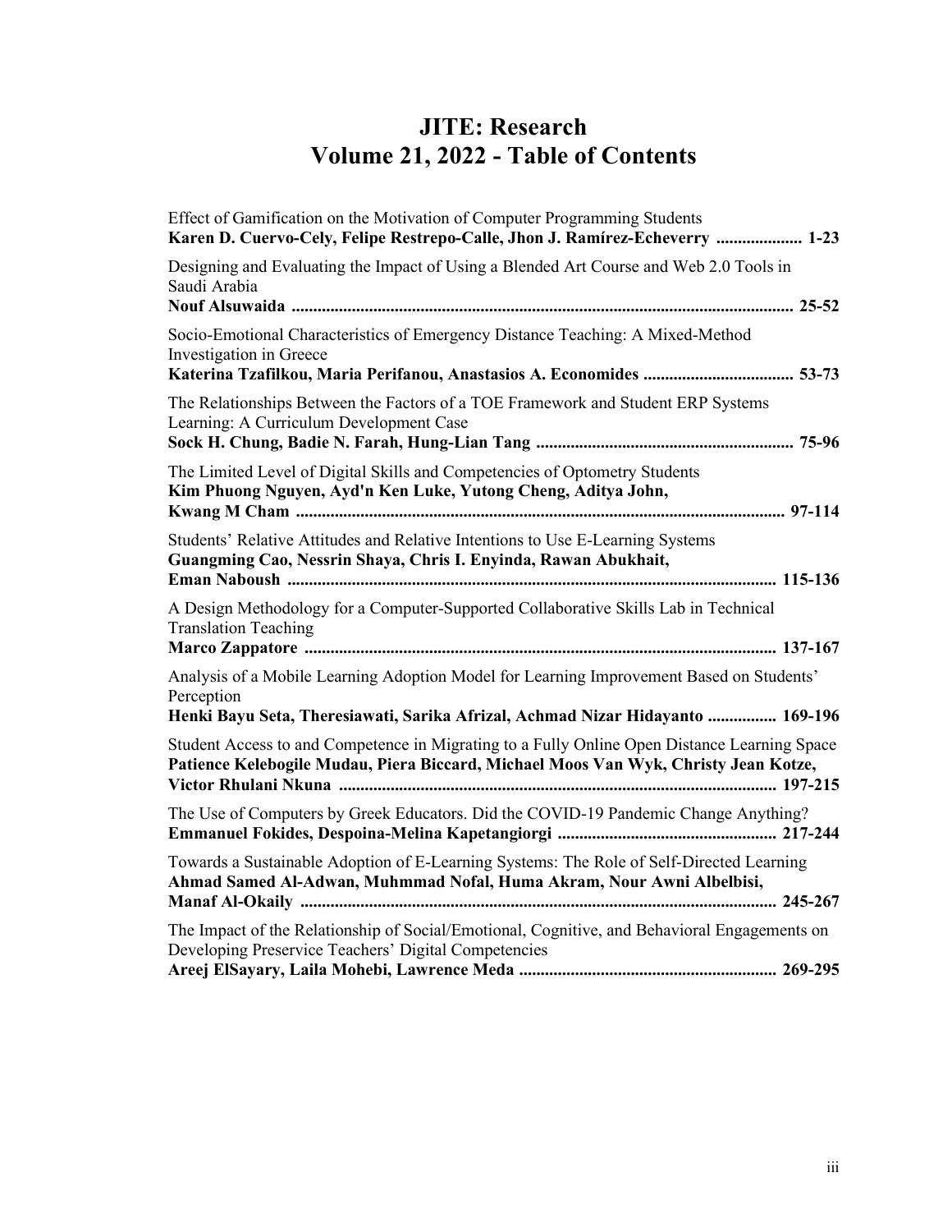# JITE: Research
# Volume 21, 2022 - Table of Contents

Effect of Gamification on the Motivation of Computer Programming Students
**Karen D. Cuervo-Cely, Felipe Restrepo-Calle, Jhon J. Ramírez-Echeverry .................... 1-23**

Designing and Evaluating the Impact of Using a Blended Art Course and Web 2.0 Tools in Saudi Arabia
**Nouf Alsuwaida .................................................................................................................... 25-52**

Socio-Emotional Characteristics of Emergency Distance Teaching: A Mixed-Method Investigation in Greece
**Katerina Tzafilkou, Maria Perifanou, Anastasios A. Economides ................................... 53-73**

The Relationships Between the Factors of a TOE Framework and Student ERP Systems Learning: A Curriculum Development Case
**Sock H. Chung, Badie N. Farah, Hung-Lian Tang ........................................................... 75-96**

The Limited Level of Digital Skills and Competencies of Optometry Students
**Kim Phuong Nguyen, Ayd'n Ken Luke, Yutong Cheng, Aditya John, Kwang M Cham ................................................................................................................. 97-114**

Students' Relative Attitudes and Relative Intentions to Use E-Learning Systems
**Guangming Cao, Nessrin Shaya, Chris I. Enyinda, Rawan Abukhait, Eman Naboush ................................................................................................................ 115-136**

A Design Methodology for a Computer-Supported Collaborative Skills Lab in Technical Translation Teaching
**Marco Zappatore ............................................................................................................. 137-167**

Analysis of a Mobile Learning Adoption Model for Learning Improvement Based on Students' Perception
**Henki Bayu Seta, Theresiawati, Sarika Afrizal, Achmad Nizar Hidayanto ................ 169-196**

Student Access to and Competence in Migrating to a Fully Online Open Distance Learning Space
**Patience Kelebogile Mudau, Piera Biccard, Michael Moos Van Wyk, Christy Jean Kotze, Victor Rhulani Nkuna ..................................................................................................... 197-215**

The Use of Computers by Greek Educators. Did the COVID-19 Pandemic Change Anything?
**Emmanuel Fokides, Despoina-Melina Kapetangiorgi .................................................. 217-244**

Towards a Sustainable Adoption of E-Learning Systems: The Role of Self-Directed Learning
**Ahmad Samed Al-Adwan, Muhmmad Nofal, Huma Akram, Nour Awni Albelbisi, Manaf Al-Okaily .............................................................................................................. 245-267**

The Impact of the Relationship of Social/Emotional, Cognitive, and Behavioral Engagements on Developing Preservice Teachers' Digital Competencies
**Areej ElSayary, Laila Mohebi, Lawrence Meda ........................................................... 269-295**